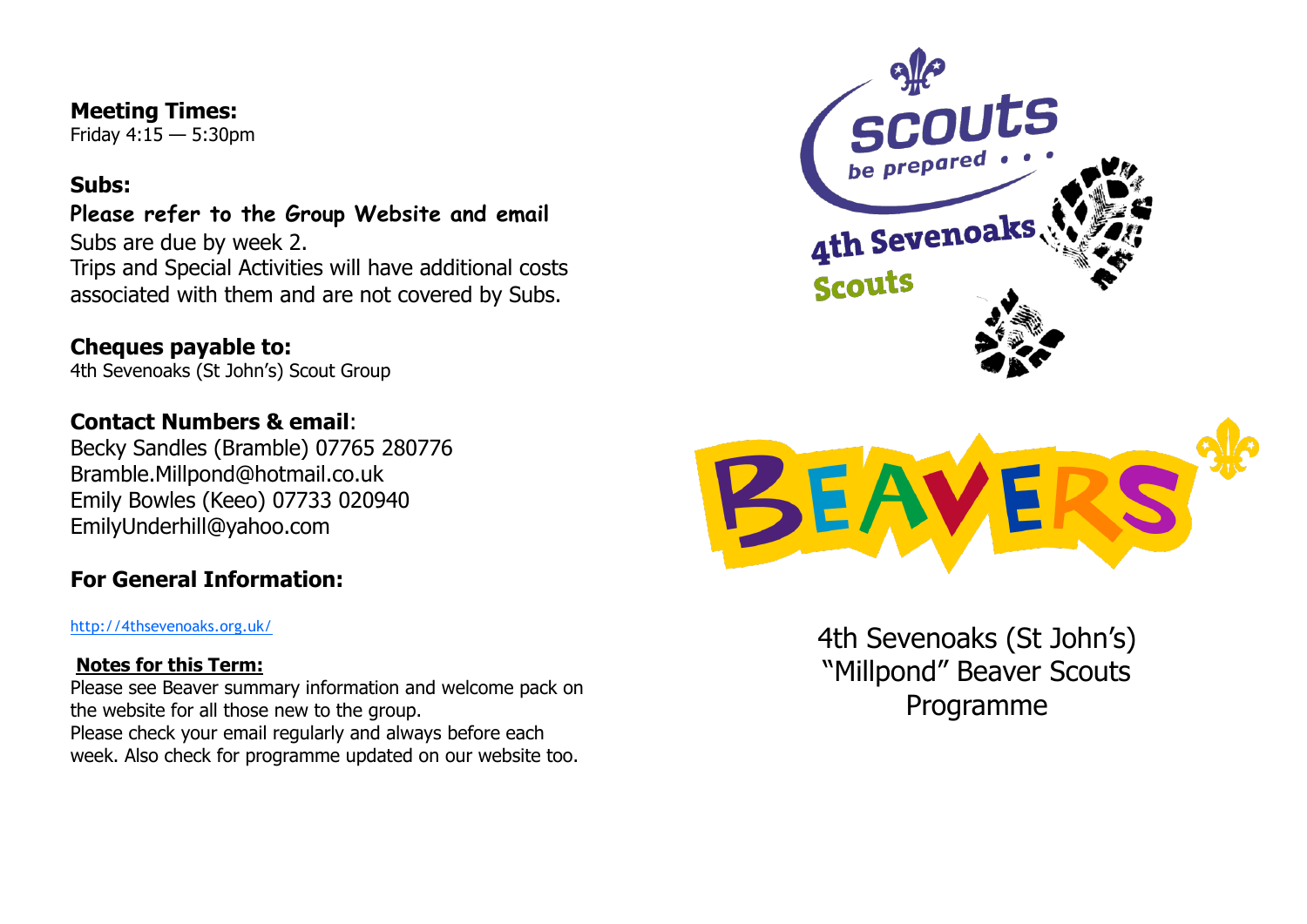**Meeting Times:**
Friday 4:15 — 5:30pm

**Subs:**

**Please refer to the Group Website and email**
Subs are due by week 2.
Trips and Special Activities will have additional costs associated with them and are not covered by Subs.

**Cheques payable to:**
4th Sevenoaks (St John's) Scout Group

**Contact Numbers & email**:
Becky Sandles (Bramble) 07765 280776
Bramble.Millpond@hotmail.co.uk
Emily Bowles (Keeo) 07733 020940
EmilyUnderhill@yahoo.com

**For General Information:**

http://4thsevenoaks.org.uk/

**Notes for this Term:**
Please see Beaver summary information and welcome pack on the website for all those new to the group.
Please check your email regularly and always before each week. Also check for programme updated on our website too.

scouts
be prepared . . .
4th Sevenoaks
Scouts

BEAVERS

4th Sevenoaks (St John's)
"Millpond" Beaver Scouts
Programme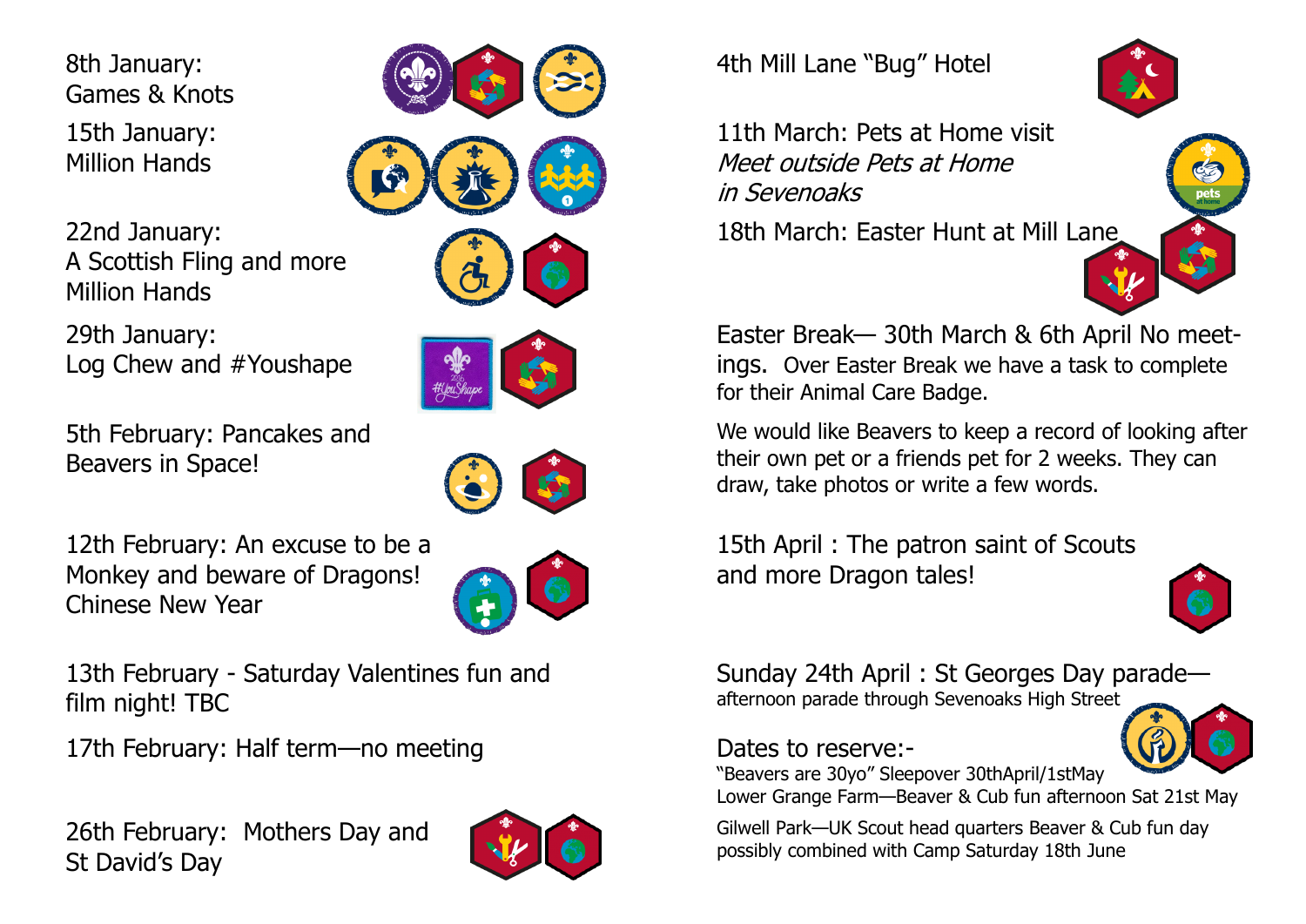8th January:
Games & Knots

15th January:
Million Hands

22nd January:
A Scottish Fling and more Million Hands

29th January:
Log Chew and #Youshape

5th February: Pancakes and Beavers in Space!

12th February: An excuse to be a Monkey and beware of Dragons! Chinese New Year

13th February - Saturday Valentines fun and film night! TBC

17th February: Half term—no meeting

26th February: Mothers Day and St David's Day

4th Mill Lane "Bug" Hotel

11th March: Pets at Home visit
*Meet outside Pets at Home in Sevenoaks*

18th March: Easter Hunt at Mill Lane

Easter Break— 30th March & 6th April No meetings. Over Easter Break we have a task to complete for their Animal Care Badge.

We would like Beavers to keep a record of looking after their own pet or a friends pet for 2 weeks. They can draw, take photos or write a few words.

15th April : The patron saint of Scouts and more Dragon tales!

Sunday 24th April : St Georges Day parade— afternoon parade through Sevenoaks High Street

Dates to reserve:-
"Beavers are 30yo" Sleepover 30thApril/1stMay
Lower Grange Farm—Beaver & Cub fun afternoon Sat 21st May

Gilwell Park—UK Scout head quarters Beaver & Cub fun day possibly combined with Camp Saturday 18th June